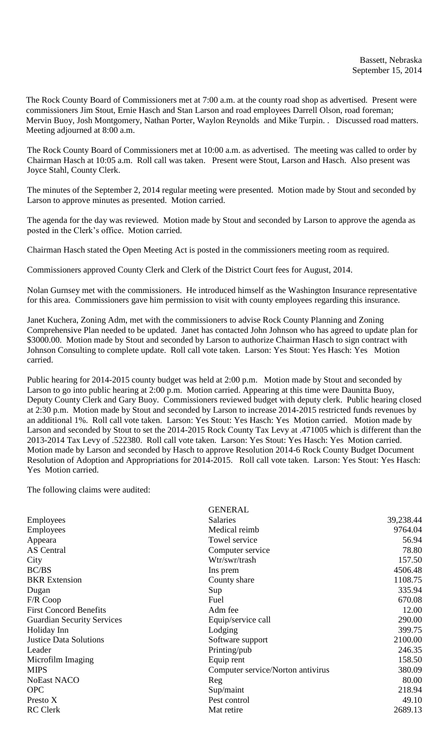Bassett, Nebraska
September 15, 2014

The Rock County Board of Commissioners met at 7:00 a.m. at the county road shop as advertised. Present were commissioners Jim Stout, Ernie Hasch and Stan Larson and road employees Darrell Olson, road foreman; Mervin Buoy, Josh Montgomery, Nathan Porter, Waylon Reynolds and Mike Turpin. . Discussed road matters. Meeting adjourned at 8:00 a.m.

The Rock County Board of Commissioners met at 10:00 a.m. as advertised. The meeting was called to order by Chairman Hasch at 10:05 a.m. Roll call was taken. Present were Stout, Larson and Hasch. Also present was Joyce Stahl, County Clerk.

The minutes of the September 2, 2014 regular meeting were presented. Motion made by Stout and seconded by Larson to approve minutes as presented. Motion carried.

The agenda for the day was reviewed. Motion made by Stout and seconded by Larson to approve the agenda as posted in the Clerk's office. Motion carried.

Chairman Hasch stated the Open Meeting Act is posted in the commissioners meeting room as required.

Commissioners approved County Clerk and Clerk of the District Court fees for August, 2014.

Nolan Gurnsey met with the commissioners. He introduced himself as the Washington Insurance representative for this area. Commissioners gave him permission to visit with county employees regarding this insurance.

Janet Kuchera, Zoning Adm, met with the commissioners to advise Rock County Planning and Zoning Comprehensive Plan needed to be updated. Janet has contacted John Johnson who has agreed to update plan for \$3000.00. Motion made by Stout and seconded by Larson to authorize Chairman Hasch to sign contract with Johnson Consulting to complete update. Roll call vote taken. Larson: Yes Stout: Yes Hasch: Yes Motion carried.

Public hearing for 2014-2015 county budget was held at 2:00 p.m. Motion made by Stout and seconded by Larson to go into public hearing at 2:00 p.m. Motion carried. Appearing at this time were Daunitta Buoy, Deputy County Clerk and Gary Buoy. Commissioners reviewed budget with deputy clerk. Public hearing closed at 2:30 p.m. Motion made by Stout and seconded by Larson to increase 2014-2015 restricted funds revenues by an additional 1%. Roll call vote taken. Larson: Yes Stout: Yes Hasch: Yes Motion carried. Motion made by Larson and seconded by Stout to set the 2014-2015 Rock County Tax Levy at .471005 which is different than the 2013-2014 Tax Levy of .522380. Roll call vote taken. Larson: Yes Stout: Yes Hasch: Yes Motion carried. Motion made by Larson and seconded by Hasch to approve Resolution 2014-6 Rock County Budget Document Resolution of Adoption and Appropriations for 2014-2015. Roll call vote taken. Larson: Yes Stout: Yes Hasch: Yes Motion carried.

The following claims were audited:

| | GENERAL | |
|---|---|---|
| Employees | Salaries | 39,238.44 |
| Employees | Medical reimb | 9764.04 |
| Appeara | Towel service | 56.94 |
| AS Central | Computer service | 78.80 |
| City | Wtr/swr/trash | 157.50 |
| BC/BS | Ins prem | 4506.48 |
| BKR Extension | County share | 1108.75 |
| Dugan | Sup | 335.94 |
| F/R Coop | Fuel | 670.08 |
| First Concord Benefits | Adm fee | 12.00 |
| Guardian Security Services | Equip/service call | 290.00 |
| Holiday Inn | Lodging | 399.75 |
| Justice Data Solutions | Software support | 2100.00 |
| Leader | Printing/pub | 246.35 |
| Microfilm Imaging | Equip rent | 158.50 |
| MIPS | Computer service/Norton antivirus | 380.09 |
| NoEast NACO | Reg | 80.00 |
| OPC | Sup/maint | 218.94 |
| Presto X | Pest control | 49.10 |
| RC Clerk | Mat retire | 2689.13 |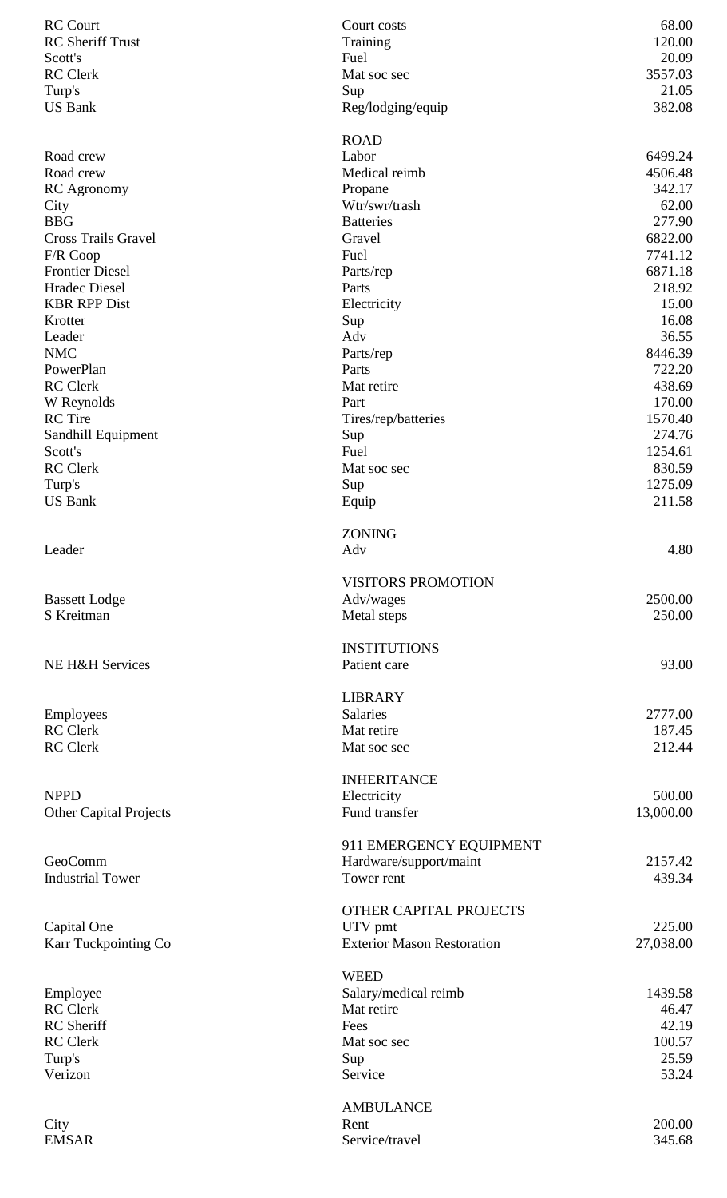| | | |
|---|---|---|
| RC Court | Court costs | 68.00 |
| RC Sheriff Trust | Training | 120.00 |
| Scott's | Fuel | 20.09 |
| RC Clerk | Mat soc sec | 3557.03 |
| Turp's | Sup | 21.05 |
| US Bank | Reg/lodging/equip | 382.08 |
| | ROAD | |
| Road crew | Labor | 6499.24 |
| Road crew | Medical reimb | 4506.48 |
| RC Agronomy | Propane | 342.17 |
| City | Wtr/swr/trash | 62.00 |
| BBG | Batteries | 277.90 |
| Cross Trails Gravel | Gravel | 6822.00 |
| F/R Coop | Fuel | 7741.12 |
| Frontier Diesel | Parts/rep | 6871.18 |
| Hradec Diesel | Parts | 218.92 |
| KBR RPP Dist | Electricity | 15.00 |
| Krotter | Sup | 16.08 |
| Leader | Adv | 36.55 |
| NMC | Parts/rep | 8446.39 |
| PowerPlan | Parts | 722.20 |
| RC Clerk | Mat retire | 438.69 |
| W Reynolds | Part | 170.00 |
| RC Tire | Tires/rep/batteries | 1570.40 |
| Sandhill Equipment | Sup | 274.76 |
| Scott's | Fuel | 1254.61 |
| RC Clerk | Mat soc sec | 830.59 |
| Turp's | Sup | 1275.09 |
| US Bank | Equip | 211.58 |
| | ZONING | |
| Leader | Adv | 4.80 |
| | VISITORS PROMOTION | |
| Bassett Lodge | Adv/wages | 2500.00 |
| S Kreitman | Metal steps | 250.00 |
| | INSTITUTIONS | |
| NE H&H Services | Patient care | 93.00 |
| | LIBRARY | |
| Employees | Salaries | 2777.00 |
| RC Clerk | Mat retire | 187.45 |
| RC Clerk | Mat soc sec | 212.44 |
| | INHERITANCE | |
| NPPD | Electricity | 500.00 |
| Other Capital Projects | Fund transfer | 13,000.00 |
| | 911 EMERGENCY EQUIPMENT | |
| GeoComm | Hardware/support/maint | 2157.42 |
| Industrial Tower | Tower rent | 439.34 |
| | OTHER CAPITAL PROJECTS | |
| Capital One | UTV pmt | 225.00 |
| Karr Tuckpointing Co | Exterior Mason Restoration | 27,038.00 |
| | WEED | |
| Employee | Salary/medical reimb | 1439.58 |
| RC Clerk | Mat retire | 46.47 |
| RC Sheriff | Fees | 42.19 |
| RC Clerk | Mat soc sec | 100.57 |
| Turp's | Sup | 25.59 |
| Verizon | Service | 53.24 |
| | AMBULANCE | |
| City | Rent | 200.00 |
| EMSAR | Service/travel | 345.68 |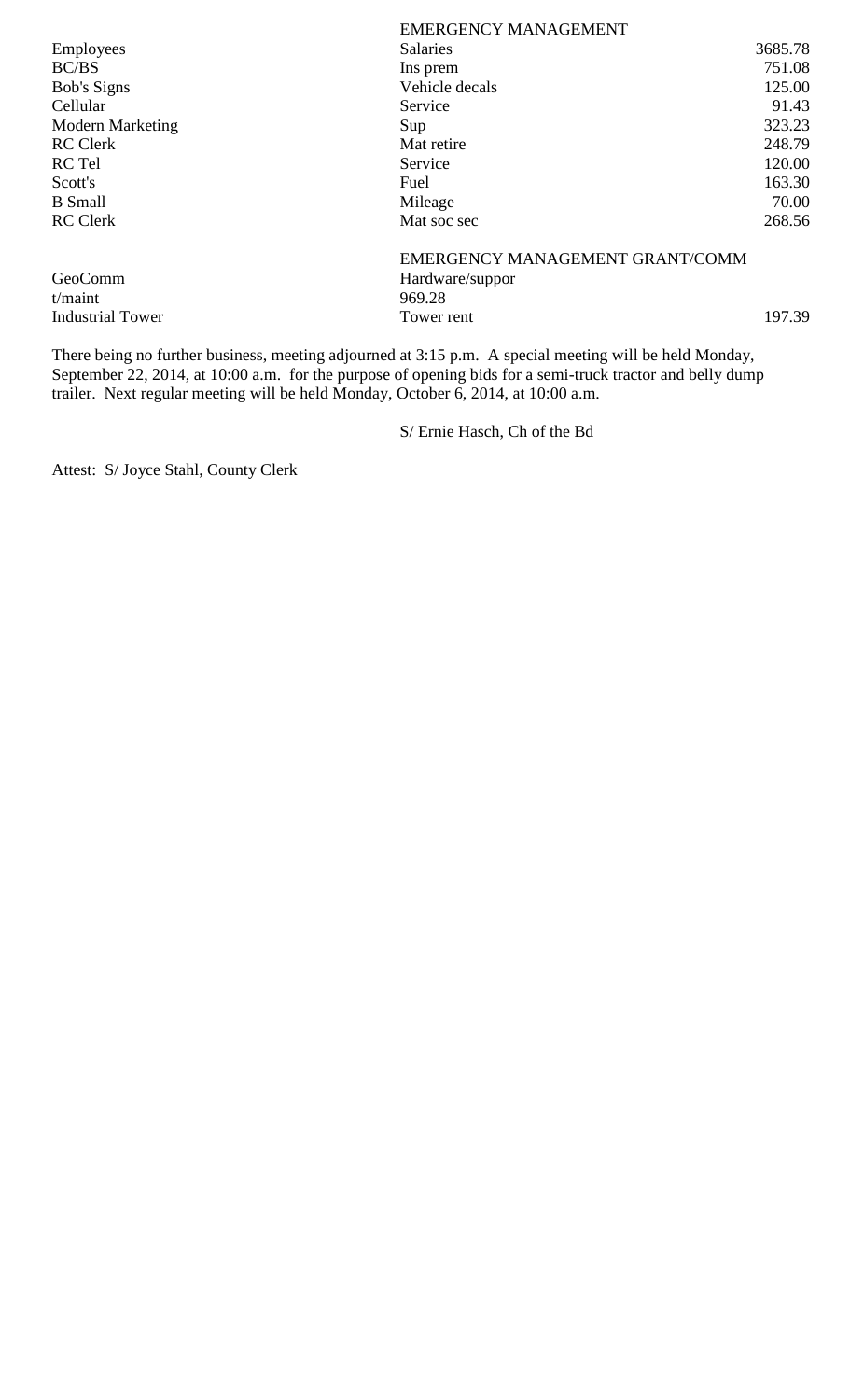| | EMERGENCY MANAGEMENT | |
|---|---|---|
| Employees | Salaries | 3685.78 |
| BC/BS | Ins prem | 751.08 |
| Bob's Signs | Vehicle decals | 125.00 |
| Cellular | Service | 91.43 |
| Modern Marketing | Sup | 323.23 |
| RC Clerk | Mat retire | 248.79 |
| RC Tel | Service | 120.00 |
| Scott's | Fuel | 163.30 |
| B Small | Mileage | 70.00 |
| RC Clerk | Mat soc sec | 268.56 |
| | EMERGENCY MANAGEMENT GRANT/COMM | |
| GeoComm | Hardware/suppor | |
| t/maint | 969.28 | |
| Industrial Tower | Tower rent | 197.39 |

There being no further business, meeting adjourned at 3:15 p.m. A special meeting will be held Monday, September 22, 2014, at 10:00 a.m. for the purpose of opening bids for a semi-truck tractor and belly dump trailer. Next regular meeting will be held Monday, October 6, 2014, at 10:00 a.m.

S/ Ernie Hasch, Ch of the Bd

Attest: S/ Joyce Stahl, County Clerk